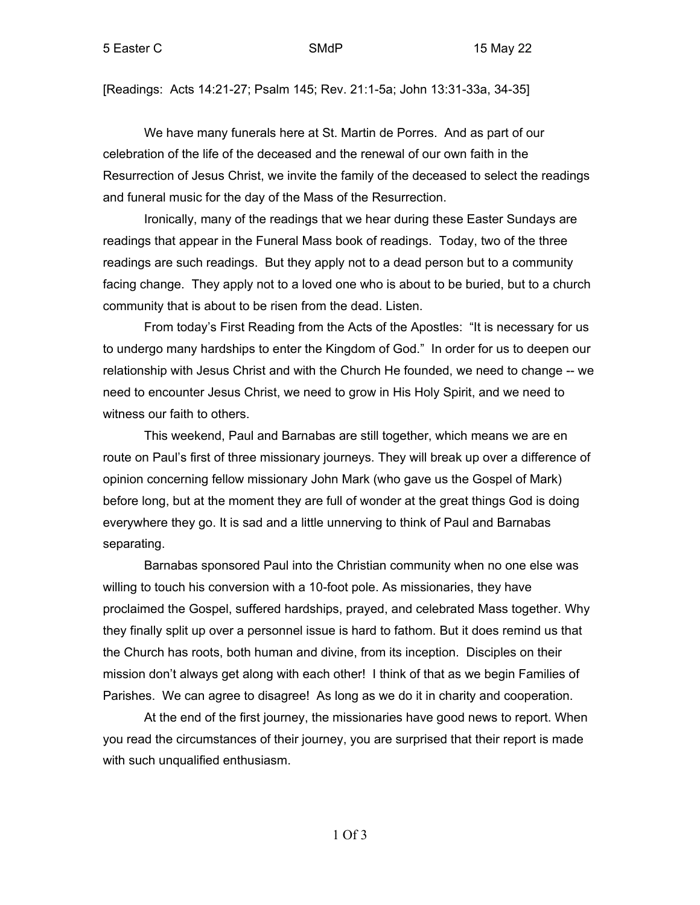5 Easter C SMdP 15 May 22

[Readings: Acts 14:21-27; Psalm 145; Rev. 21:1-5a; John 13:31-33a, 34-35]

We have many funerals here at St. Martin de Porres. And as part of our celebration of the life of the deceased and the renewal of our own faith in the Resurrection of Jesus Christ, we invite the family of the deceased to select the readings and funeral music for the day of the Mass of the Resurrection.

Ironically, many of the readings that we hear during these Easter Sundays are readings that appear in the Funeral Mass book of readings. Today, two of the three readings are such readings. But they apply not to a dead person but to a community facing change. They apply not to a loved one who is about to be buried, but to a church community that is about to be risen from the dead. Listen.

From today's First Reading from the Acts of the Apostles: "It is necessary for us to undergo many hardships to enter the Kingdom of God." In order for us to deepen our relationship with Jesus Christ and with the Church He founded, we need to change -- we need to encounter Jesus Christ, we need to grow in His Holy Spirit, and we need to witness our faith to others.

This weekend, Paul and Barnabas are still together, which means we are en route on Paul's first of three missionary journeys. They will break up over a difference of opinion concerning fellow missionary John Mark (who gave us the Gospel of Mark) before long, but at the moment they are full of wonder at the great things God is doing everywhere they go. It is sad and a little unnerving to think of Paul and Barnabas separating.

Barnabas sponsored Paul into the Christian community when no one else was willing to touch his conversion with a 10-foot pole. As missionaries, they have proclaimed the Gospel, suffered hardships, prayed, and celebrated Mass together. Why they finally split up over a personnel issue is hard to fathom. But it does remind us that the Church has roots, both human and divine, from its inception. Disciples on their mission don't always get along with each other! I think of that as we begin Families of Parishes. We can agree to disagree! As long as we do it in charity and cooperation.

At the end of the first journey, the missionaries have good news to report. When you read the circumstances of their journey, you are surprised that their report is made with such unqualified enthusiasm.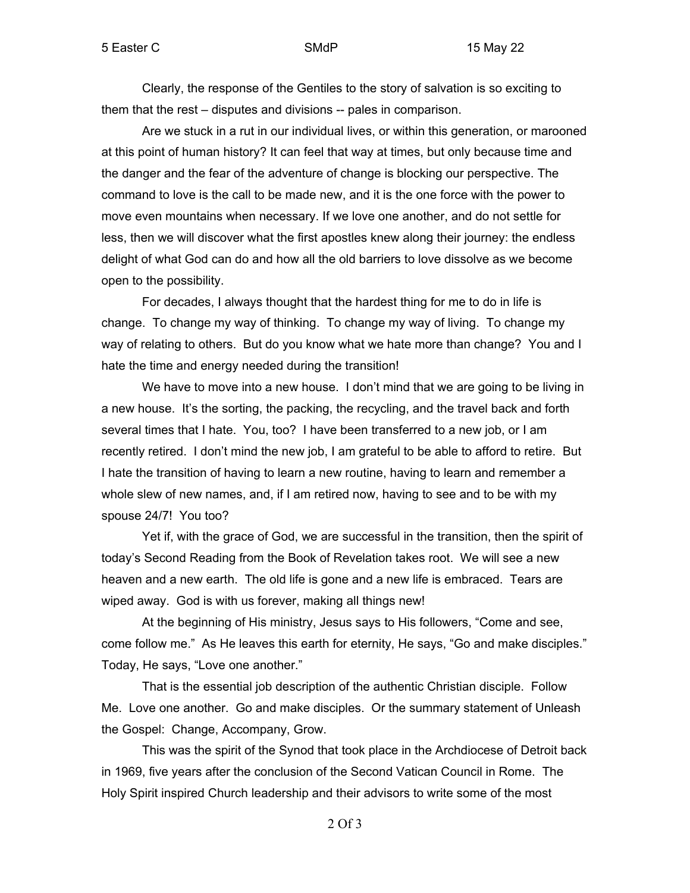Clearly, the response of the Gentiles to the story of salvation is so exciting to them that the rest – disputes and divisions -- pales in comparison.

Are we stuck in a rut in our individual lives, or within this generation, or marooned at this point of human history? It can feel that way at times, but only because time and the danger and the fear of the adventure of change is blocking our perspective. The command to love is the call to be made new, and it is the one force with the power to move even mountains when necessary. If we love one another, and do not settle for less, then we will discover what the first apostles knew along their journey: the endless delight of what God can do and how all the old barriers to love dissolve as we become open to the possibility.

For decades, I always thought that the hardest thing for me to do in life is change. To change my way of thinking. To change my way of living. To change my way of relating to others. But do you know what we hate more than change? You and I hate the time and energy needed during the transition!

We have to move into a new house. I don't mind that we are going to be living in a new house. It's the sorting, the packing, the recycling, and the travel back and forth several times that I hate. You, too? I have been transferred to a new job, or I am recently retired. I don't mind the new job, I am grateful to be able to afford to retire. But I hate the transition of having to learn a new routine, having to learn and remember a whole slew of new names, and, if I am retired now, having to see and to be with my spouse 24/7! You too?

Yet if, with the grace of God, we are successful in the transition, then the spirit of today's Second Reading from the Book of Revelation takes root. We will see a new heaven and a new earth. The old life is gone and a new life is embraced. Tears are wiped away. God is with us forever, making all things new!

At the beginning of His ministry, Jesus says to His followers, "Come and see, come follow me." As He leaves this earth for eternity, He says, "Go and make disciples." Today, He says, "Love one another."

That is the essential job description of the authentic Christian disciple. Follow Me. Love one another. Go and make disciples. Or the summary statement of Unleash the Gospel: Change, Accompany, Grow.

This was the spirit of the Synod that took place in the Archdiocese of Detroit back in 1969, five years after the conclusion of the Second Vatican Council in Rome. The Holy Spirit inspired Church leadership and their advisors to write some of the most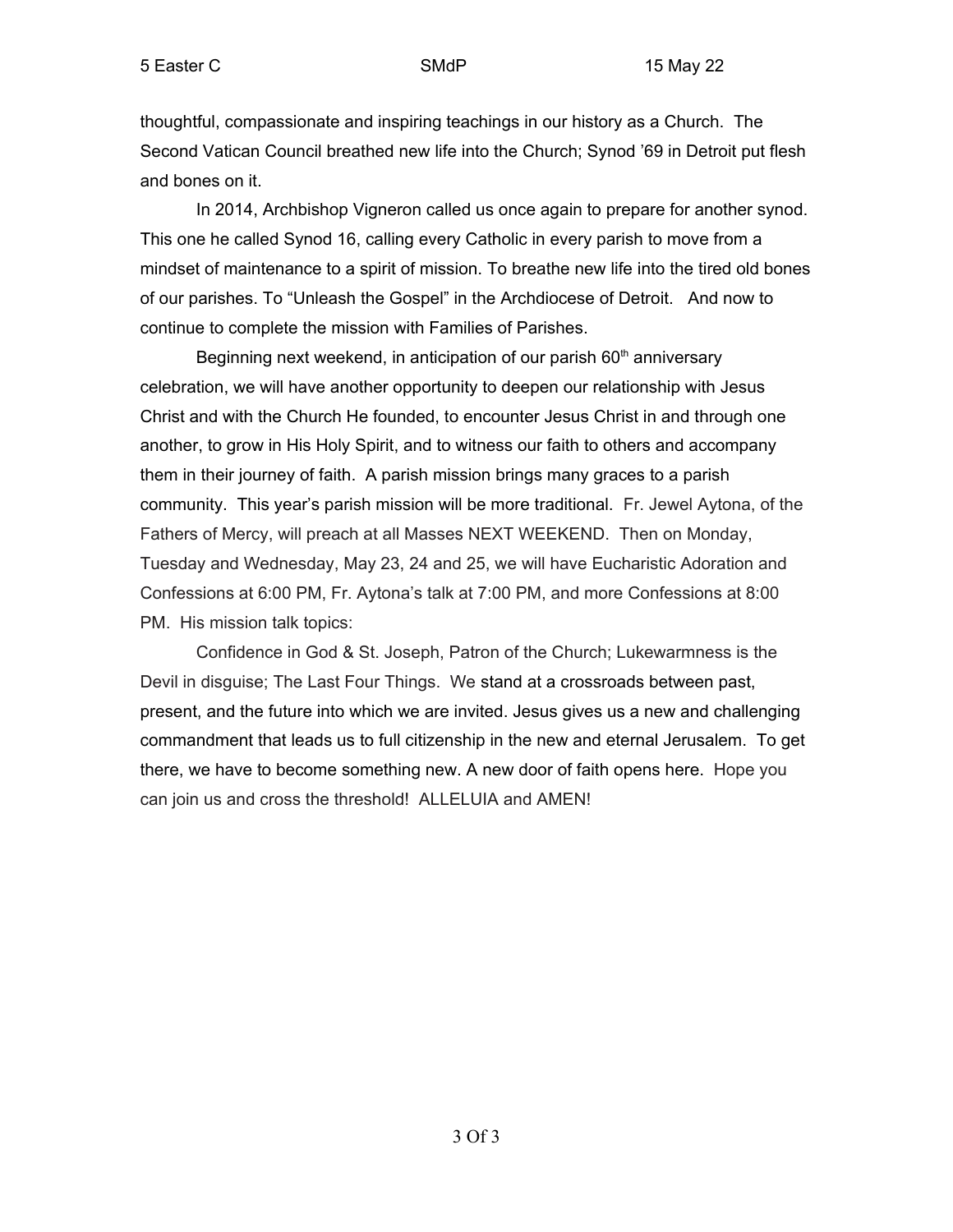thoughtful, compassionate and inspiring teachings in our history as a Church. The Second Vatican Council breathed new life into the Church; Synod '69 in Detroit put flesh and bones on it.

In 2014, Archbishop Vigneron called us once again to prepare for another synod. This one he called Synod 16, calling every Catholic in every parish to move from a mindset of maintenance to a spirit of mission. To breathe new life into the tired old bones of our parishes. To "Unleash the Gospel" in the Archdiocese of Detroit. And now to continue to complete the mission with Families of Parishes.

Beginning next weekend, in anticipation of our parish 60th anniversary celebration, we will have another opportunity to deepen our relationship with Jesus Christ and with the Church He founded, to encounter Jesus Christ in and through one another, to grow in His Holy Spirit, and to witness our faith to others and accompany them in their journey of faith. A parish mission brings many graces to a parish community. This year's parish mission will be more traditional. Fr. Jewel Aytona, of the Fathers of Mercy, will preach at all Masses NEXT WEEKEND. Then on Monday, Tuesday and Wednesday, May 23, 24 and 25, we will have Eucharistic Adoration and Confessions at 6:00 PM, Fr. Aytona's talk at 7:00 PM, and more Confessions at 8:00 PM. His mission talk topics:

Confidence in God & St. Joseph, Patron of the Church; Lukewarmness is the Devil in disguise; The Last Four Things. We stand at a crossroads between past, present, and the future into which we are invited. Jesus gives us a new and challenging commandment that leads us to full citizenship in the new and eternal Jerusalem. To get there, we have to become something new. A new door of faith opens here. Hope you can join us and cross the threshold! ALLELUIA and AMEN!